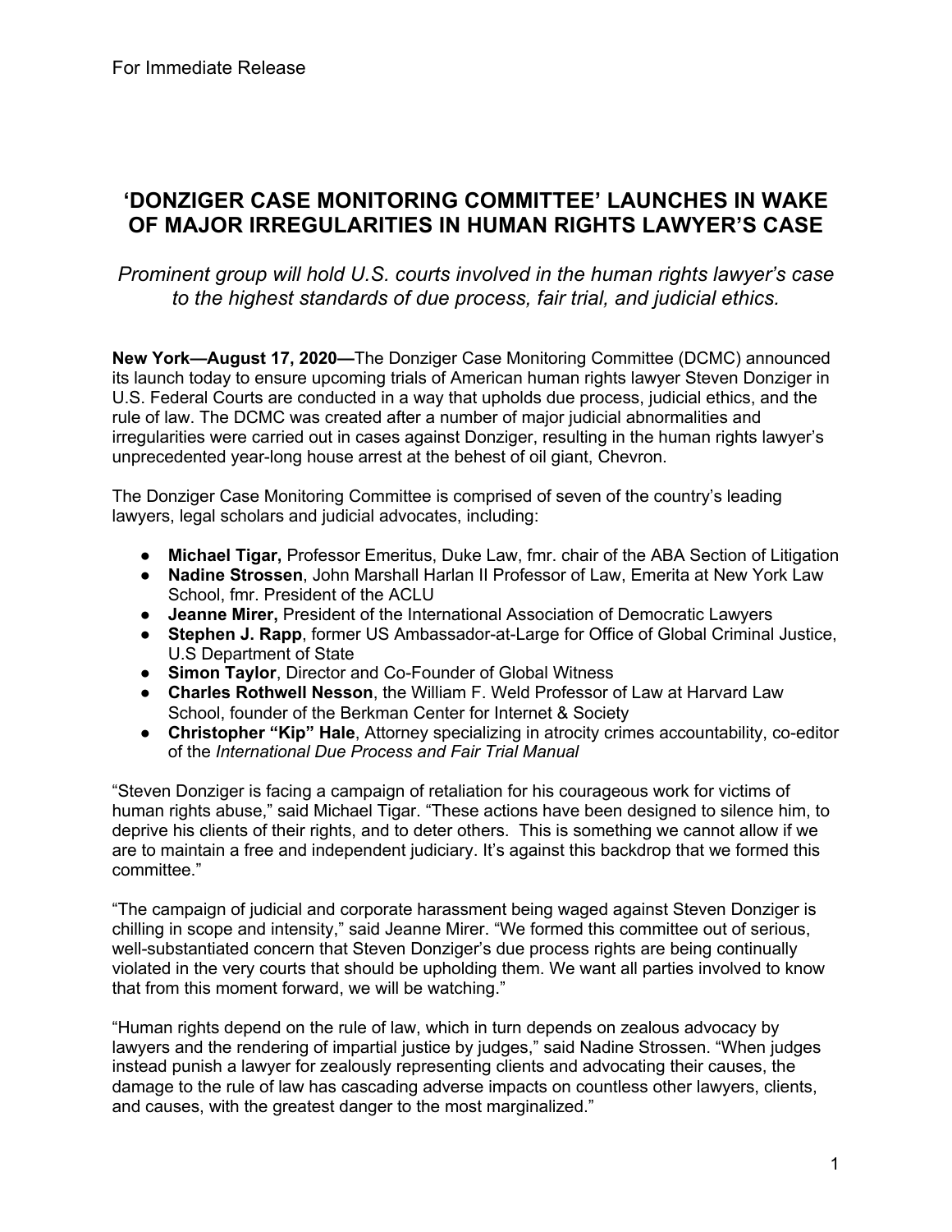For Immediate Release

# 'DONZIGER CASE MONITORING COMMITTEE' LAUNCHES IN WAKE OF MAJOR IRREGULARITIES IN HUMAN RIGHTS LAWYER'S CASE

*Prominent group will hold U.S. courts involved in the human rights lawyer's case to the highest standards of due process, fair trial, and judicial ethics.*

**New York—August 17, 2020—**The Donziger Case Monitoring Committee (DCMC) announced its launch today to ensure upcoming trials of American human rights lawyer Steven Donziger in U.S. Federal Courts are conducted in a way that upholds due process, judicial ethics, and the rule of law. The DCMC was created after a number of major judicial abnormalities and irregularities were carried out in cases against Donziger, resulting in the human rights lawyer's unprecedented year-long house arrest at the behest of oil giant, Chevron.

The Donziger Case Monitoring Committee is comprised of seven of the country's leading lawyers, legal scholars and judicial advocates, including:

- **Michael Tigar,** Professor Emeritus, Duke Law, fmr. chair of the ABA Section of Litigation
- **Nadine Strossen**, John Marshall Harlan II Professor of Law, Emerita at New York Law School, fmr. President of the ACLU
- **Jeanne Mirer,** President of the International Association of Democratic Lawyers
- **Stephen J. Rapp**, former US Ambassador-at-Large for Office of Global Criminal Justice, U.S Department of State
- **Simon Taylor**, Director and Co-Founder of Global Witness
- **Charles Rothwell Nesson**, the William F. Weld Professor of Law at Harvard Law School, founder of the Berkman Center for Internet & Society
- **Christopher "Kip" Hale**, Attorney specializing in atrocity crimes accountability, co-editor of the *International Due Process and Fair Trial Manual*

"Steven Donziger is facing a campaign of retaliation for his courageous work for victims of human rights abuse," said Michael Tigar. "These actions have been designed to silence him, to deprive his clients of their rights, and to deter others. This is something we cannot allow if we are to maintain a free and independent judiciary. It's against this backdrop that we formed this committee."

"The campaign of judicial and corporate harassment being waged against Steven Donziger is chilling in scope and intensity," said Jeanne Mirer. "We formed this committee out of serious, well-substantiated concern that Steven Donziger's due process rights are being continually violated in the very courts that should be upholding them. We want all parties involved to know that from this moment forward, we will be watching."

"Human rights depend on the rule of law, which in turn depends on zealous advocacy by lawyers and the rendering of impartial justice by judges," said Nadine Strossen. "When judges instead punish a lawyer for zealously representing clients and advocating their causes, the damage to the rule of law has cascading adverse impacts on countless other lawyers, clients, and causes, with the greatest danger to the most marginalized."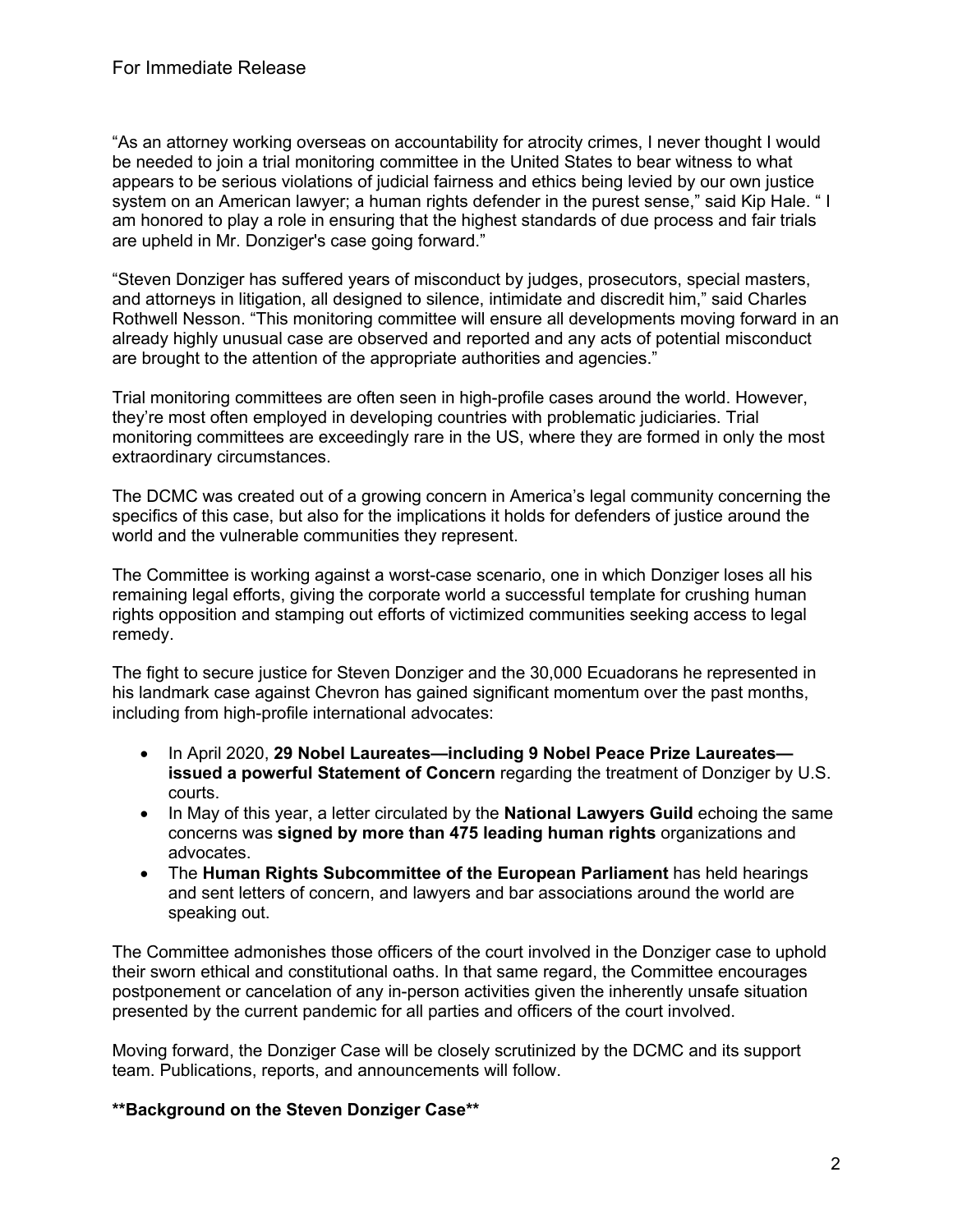"As an attorney working overseas on accountability for atrocity crimes, I never thought I would be needed to join a trial monitoring committee in the United States to bear witness to what appears to be serious violations of judicial fairness and ethics being levied by our own justice system on an American lawyer; a human rights defender in the purest sense," said Kip Hale. " I am honored to play a role in ensuring that the highest standards of due process and fair trials are upheld in Mr. Donziger's case going forward."

"Steven Donziger has suffered years of misconduct by judges, prosecutors, special masters, and attorneys in litigation, all designed to silence, intimidate and discredit him," said Charles Rothwell Nesson. "This monitoring committee will ensure all developments moving forward in an already highly unusual case are observed and reported and any acts of potential misconduct are brought to the attention of the appropriate authorities and agencies."

Trial monitoring committees are often seen in high-profile cases around the world. However, they're most often employed in developing countries with problematic judiciaries. Trial monitoring committees are exceedingly rare in the US, where they are formed in only the most extraordinary circumstances.

The DCMC was created out of a growing concern in America's legal community concerning the specifics of this case, but also for the implications it holds for defenders of justice around the world and the vulnerable communities they represent.

The Committee is working against a worst-case scenario, one in which Donziger loses all his remaining legal efforts, giving the corporate world a successful template for crushing human rights opposition and stamping out efforts of victimized communities seeking access to legal remedy.

The fight to secure justice for Steven Donziger and the 30,000 Ecuadorans he represented in his landmark case against Chevron has gained significant momentum over the past months, including from high-profile international advocates:

- In April 2020, **29 Nobel Laureates—including 9 Nobel Peace Prize Laureates—issued a powerful Statement of Concern** regarding the treatment of Donziger by U.S. courts.
- In May of this year, a letter circulated by the **National Lawyers Guild** echoing the same concerns was **signed by more than 475 leading human rights** organizations and advocates.
- The **Human Rights Subcommittee of the European Parliament** has held hearings and sent letters of concern, and lawyers and bar associations around the world are speaking out.

The Committee admonishes those officers of the court involved in the Donziger case to uphold their sworn ethical and constitutional oaths. In that same regard, the Committee encourages postponement or cancelation of any in-person activities given the inherently unsafe situation presented by the current pandemic for all parties and officers of the court involved.

Moving forward, the Donziger Case will be closely scrutinized by the DCMC and its support team. Publications, reports, and announcements will follow.

**Background on the Steven Donziger Case**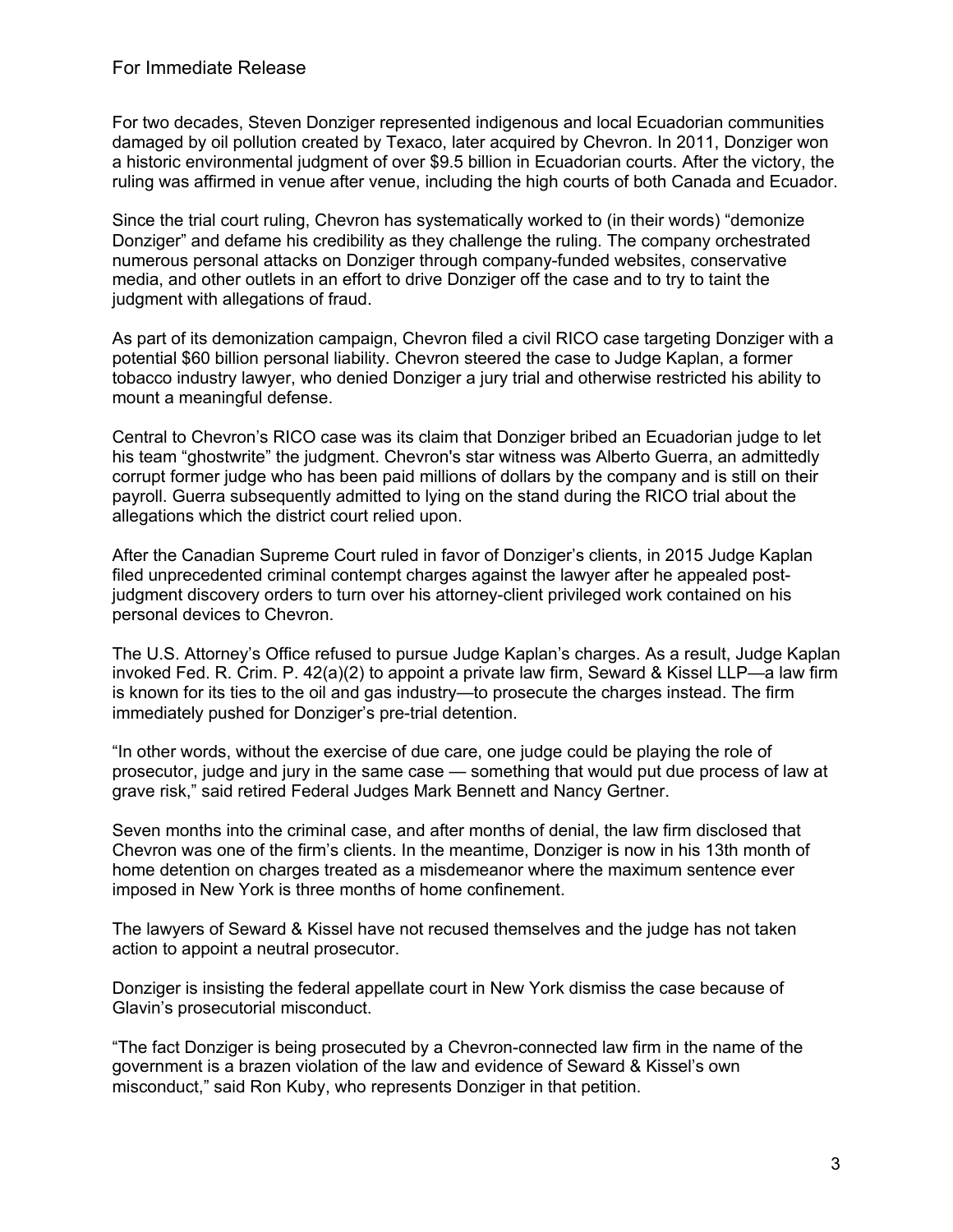For Immediate Release

For two decades, Steven Donziger represented indigenous and local Ecuadorian communities damaged by oil pollution created by Texaco, later acquired by Chevron. In 2011, Donziger won a historic environmental judgment of over $9.5 billion in Ecuadorian courts. After the victory, the ruling was affirmed in venue after venue, including the high courts of both Canada and Ecuador.

Since the trial court ruling, Chevron has systematically worked to (in their words) "demonize Donziger" and defame his credibility as they challenge the ruling. The company orchestrated numerous personal attacks on Donziger through company-funded websites, conservative media, and other outlets in an effort to drive Donziger off the case and to try to taint the judgment with allegations of fraud.

As part of its demonization campaign, Chevron filed a civil RICO case targeting Donziger with a potential $60 billion personal liability. Chevron steered the case to Judge Kaplan, a former tobacco industry lawyer, who denied Donziger a jury trial and otherwise restricted his ability to mount a meaningful defense.

Central to Chevron's RICO case was its claim that Donziger bribed an Ecuadorian judge to let his team "ghostwrite" the judgment. Chevron's star witness was Alberto Guerra, an admittedly corrupt former judge who has been paid millions of dollars by the company and is still on their payroll. Guerra subsequently admitted to lying on the stand during the RICO trial about the allegations which the district court relied upon.

After the Canadian Supreme Court ruled in favor of Donziger's clients, in 2015 Judge Kaplan filed unprecedented criminal contempt charges against the lawyer after he appealed post-judgment discovery orders to turn over his attorney-client privileged work contained on his personal devices to Chevron.

The U.S. Attorney's Office refused to pursue Judge Kaplan's charges. As a result, Judge Kaplan invoked Fed. R. Crim. P. 42(a)(2) to appoint a private law firm, Seward & Kissel LLP—a law firm is known for its ties to the oil and gas industry—to prosecute the charges instead. The firm immediately pushed for Donziger's pre-trial detention.

"In other words, without the exercise of due care, one judge could be playing the role of prosecutor, judge and jury in the same case — something that would put due process of law at grave risk," said retired Federal Judges Mark Bennett and Nancy Gertner.

Seven months into the criminal case, and after months of denial, the law firm disclosed that Chevron was one of the firm's clients. In the meantime, Donziger is now in his 13th month of home detention on charges treated as a misdemeanor where the maximum sentence ever imposed in New York is three months of home confinement.

The lawyers of Seward & Kissel have not recused themselves and the judge has not taken action to appoint a neutral prosecutor.

Donziger is insisting the federal appellate court in New York dismiss the case because of Glavin's prosecutorial misconduct.

"The fact Donziger is being prosecuted by a Chevron-connected law firm in the name of the government is a brazen violation of the law and evidence of Seward & Kissel's own misconduct," said Ron Kuby, who represents Donziger in that petition.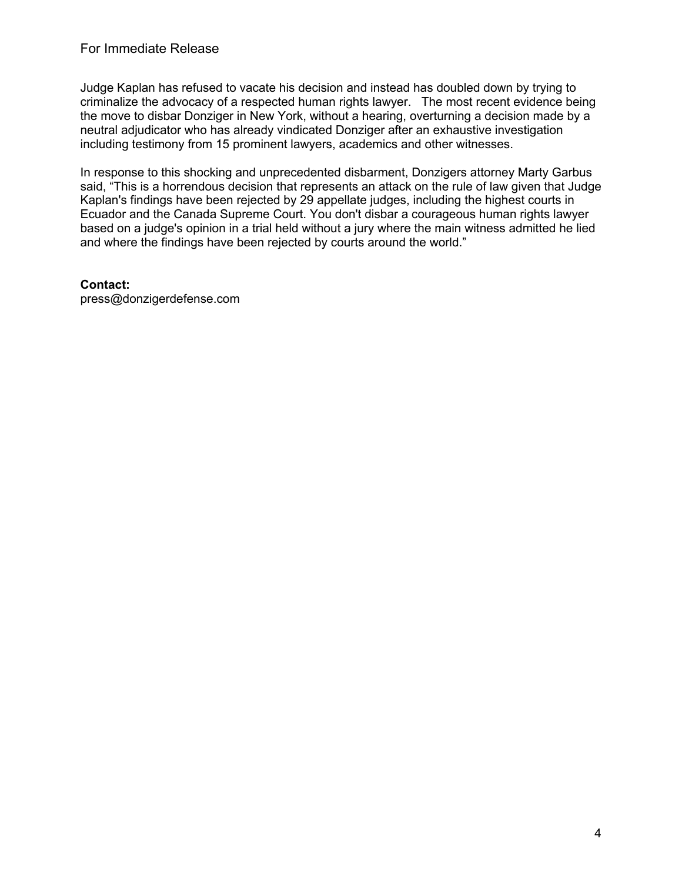Judge Kaplan has refused to vacate his decision and instead has doubled down by trying to criminalize the advocacy of a respected human rights lawyer. The most recent evidence being the move to disbar Donziger in New York, without a hearing, overturning a decision made by a neutral adjudicator who has already vindicated Donziger after an exhaustive investigation including testimony from 15 prominent lawyers, academics and other witnesses.

In response to this shocking and unprecedented disbarment, Donzigers attorney Marty Garbus said, "This is a horrendous decision that represents an attack on the rule of law given that Judge Kaplan's findings have been rejected by 29 appellate judges, including the highest courts in Ecuador and the Canada Supreme Court. You don't disbar a courageous human rights lawyer based on a judge's opinion in a trial held without a jury where the main witness admitted he lied and where the findings have been rejected by courts around the world."

**Contact:**
press@donzigerdefense.com